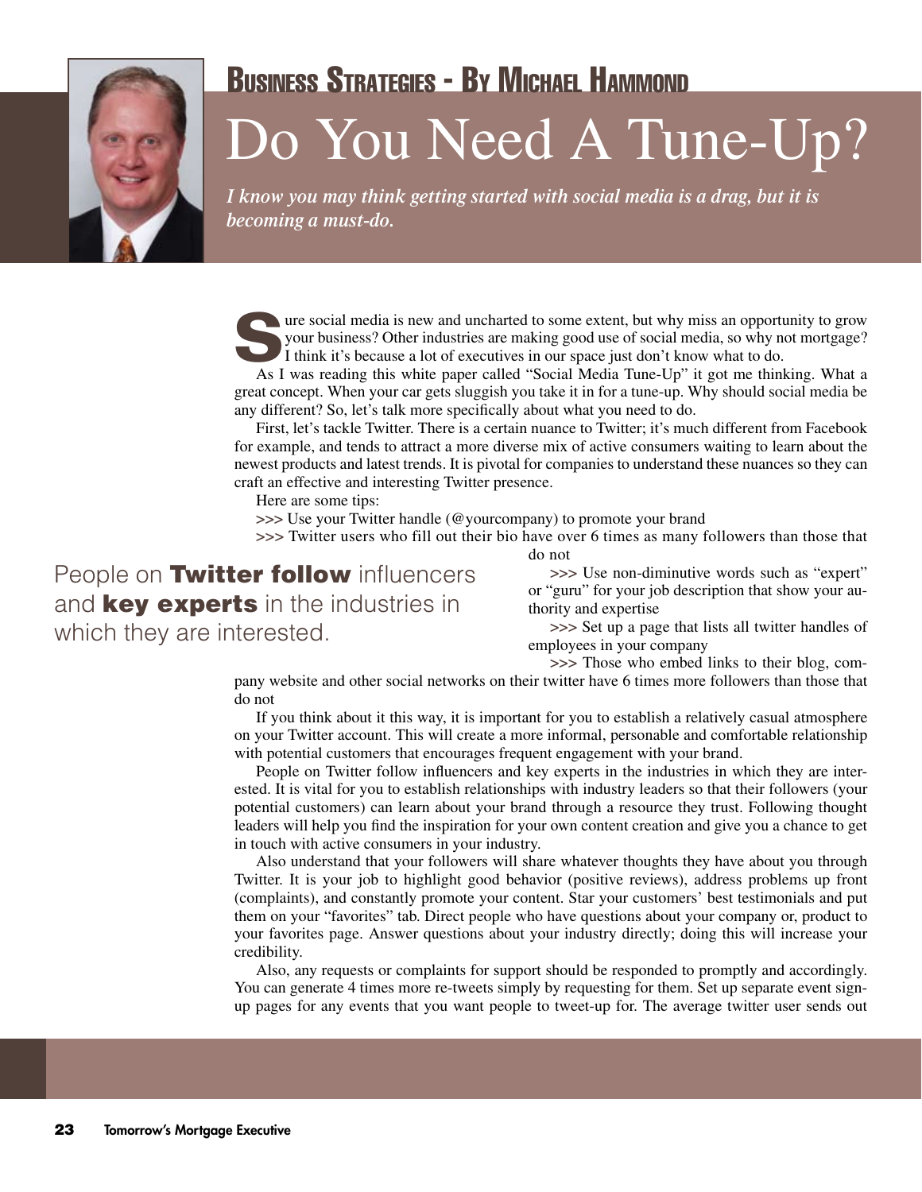Business Strategies - By Michael Hammond

# Do You Need A Tune-Up?

*I know you may think getting started with social media is a drag, but it is becoming a must-do.*

Sure social media is new and uncharted to some extent, but why miss an opportunity to grow your business? Other industries are making good use of social media, so why not mortgage? I think it's because a lot of executives in our space just don't know what to do.

As I was reading this white paper called "Social Media Tune-Up" it got me thinking. What a great concept. When your car gets sluggish you take it in for a tune-up. Why should social media be any different? So, let's talk more specifically about what you need to do.

First, let's tackle Twitter. There is a certain nuance to Twitter; it's much different from Facebook for example, and tends to attract a more diverse mix of active consumers waiting to learn about the newest products and latest trends. It is pivotal for companies to understand these nuances so they can craft an effective and interesting Twitter presence.

Here are some tips:

>>> Use your Twitter handle (@yourcompany) to promote your brand

>>> Twitter users who fill out their bio have over 6 times as many followers than those that do not

>>> Use non-diminutive words such as "expert" or "guru" for your job description that show your authority and expertise

>>> Set up a page that lists all twitter handles of employees in your company

>>> Those who embed links to their blog, company website and other social networks on their twitter have 6 times more followers than those that do not

If you think about it this way, it is important for you to establish a relatively casual atmosphere on your Twitter account. This will create a more informal, personable and comfortable relationship with potential customers that encourages frequent engagement with your brand.

People on Twitter follow influencers and key experts in the industries in which they are interested. It is vital for you to establish relationships with industry leaders so that their followers (your potential customers) can learn about your brand through a resource they trust. Following thought leaders will help you find the inspiration for your own content creation and give you a chance to get in touch with active consumers in your industry.

Also understand that your followers will share whatever thoughts they have about you through Twitter. It is your job to highlight good behavior (positive reviews), address problems up front (complaints), and constantly promote your content. Star your customers' best testimonials and put them on your "favorites" tab. Direct people who have questions about your company or, product to your favorites page. Answer questions about your industry directly; doing this will increase your credibility.

Also, any requests or complaints for support should be responded to promptly and accordingly. You can generate 4 times more re-tweets simply by requesting for them. Set up separate event sign-up pages for any events that you want people to tweet-up for. The average twitter user sends out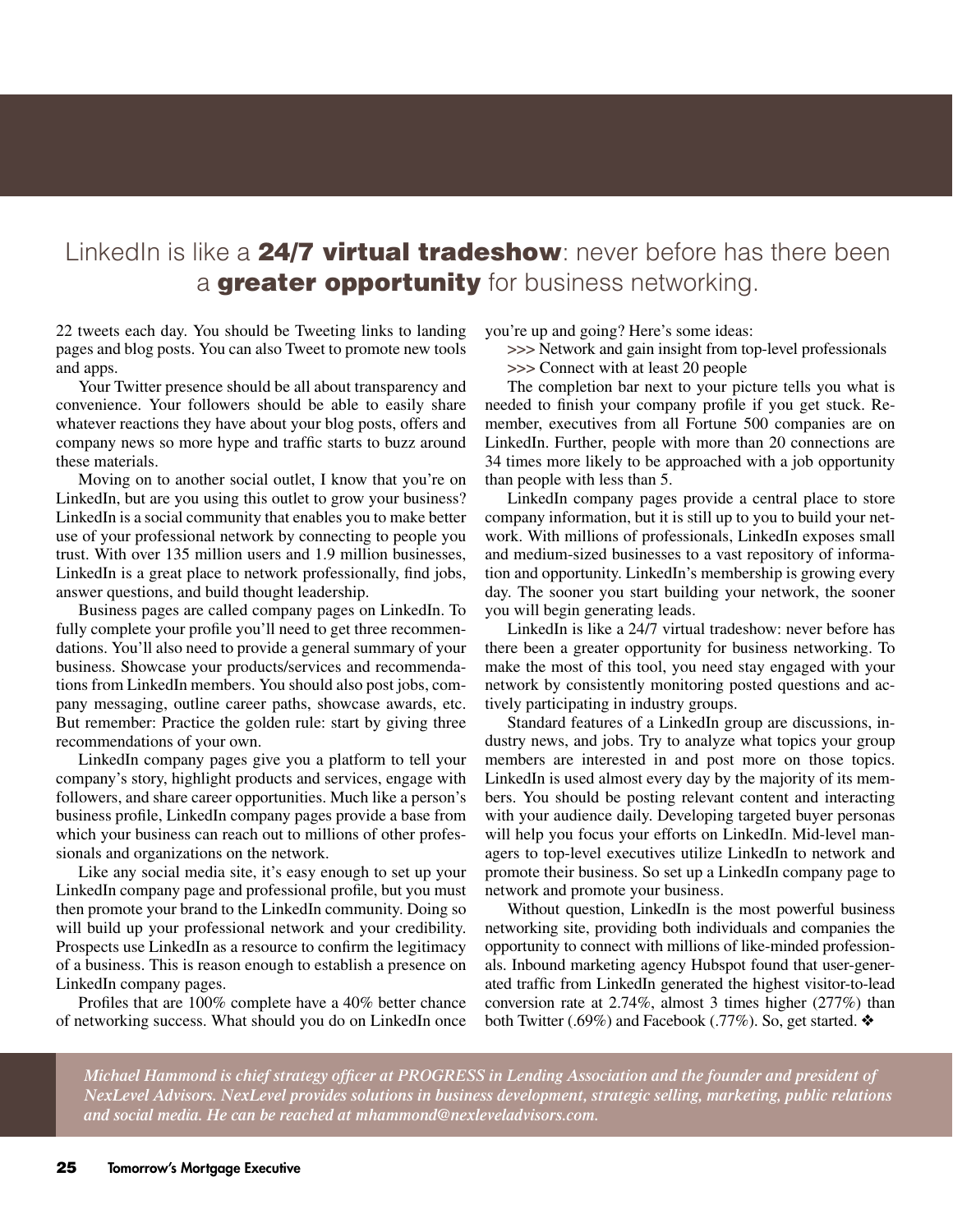LinkedIn is like a **24/7 virtual tradeshow**: never before has there been a **greater opportunity** for business networking.

22 tweets each day. You should be Tweeting links to landing pages and blog posts. You can also Tweet to promote new tools and apps.

Your Twitter presence should be all about transparency and convenience. Your followers should be able to easily share whatever reactions they have about your blog posts, offers and company news so more hype and traffic starts to buzz around these materials.

Moving on to another social outlet, I know that you're on LinkedIn, but are you using this outlet to grow your business? LinkedIn is a social community that enables you to make better use of your professional network by connecting to people you trust. With over 135 million users and 1.9 million businesses, LinkedIn is a great place to network professionally, find jobs, answer questions, and build thought leadership.

Business pages are called company pages on LinkedIn. To fully complete your profile you'll need to get three recommendations. You'll also need to provide a general summary of your business. Showcase your products/services and recommendations from LinkedIn members. You should also post jobs, company messaging, outline career paths, showcase awards, etc. But remember: Practice the golden rule: start by giving three recommendations of your own.

LinkedIn company pages give you a platform to tell your company's story, highlight products and services, engage with followers, and share career opportunities. Much like a person's business profile, LinkedIn company pages provide a base from which your business can reach out to millions of other professionals and organizations on the network.

Like any social media site, it's easy enough to set up your LinkedIn company page and professional profile, but you must then promote your brand to the LinkedIn community. Doing so will build up your professional network and your credibility. Prospects use LinkedIn as a resource to confirm the legitimacy of a business. This is reason enough to establish a presence on LinkedIn company pages.

Profiles that are 100% complete have a 40% better chance of networking success. What should you do on LinkedIn once you're up and going? Here's some ideas:

>>> Network and gain insight from top-level professionals

>>> Connect with at least 20 people

The completion bar next to your picture tells you what is needed to finish your company profile if you get stuck. Remember, executives from all Fortune 500 companies are on LinkedIn. Further, people with more than 20 connections are 34 times more likely to be approached with a job opportunity than people with less than 5.

LinkedIn company pages provide a central place to store company information, but it is still up to you to build your network. With millions of professionals, LinkedIn exposes small and medium-sized businesses to a vast repository of information and opportunity. LinkedIn's membership is growing every day. The sooner you start building your network, the sooner you will begin generating leads.

LinkedIn is like a 24/7 virtual tradeshow: never before has there been a greater opportunity for business networking. To make the most of this tool, you need stay engaged with your network by consistently monitoring posted questions and actively participating in industry groups.

Standard features of a LinkedIn group are discussions, industry news, and jobs. Try to analyze what topics your group members are interested in and post more on those topics. LinkedIn is used almost every day by the majority of its members. You should be posting relevant content and interacting with your audience daily. Developing targeted buyer personas will help you focus your efforts on LinkedIn. Mid-level managers to top-level executives utilize LinkedIn to network and promote their business. So set up a LinkedIn company page to network and promote your business.

Without question, LinkedIn is the most powerful business networking site, providing both individuals and companies the opportunity to connect with millions of like-minded professionals. Inbound marketing agency Hubspot found that user-generated traffic from LinkedIn generated the highest visitor-to-lead conversion rate at 2.74%, almost 3 times higher (277%) than both Twitter (.69%) and Facebook (.77%). So, get started. ❖

***Michael Hammond is chief strategy officer at PROGRESS in Lending Association and the founder and president of NexLevel Advisors. NexLevel provides solutions in business development, strategic selling, marketing, public relations and social media. He can be reached at mhammond@nexleveladvisors.com.***